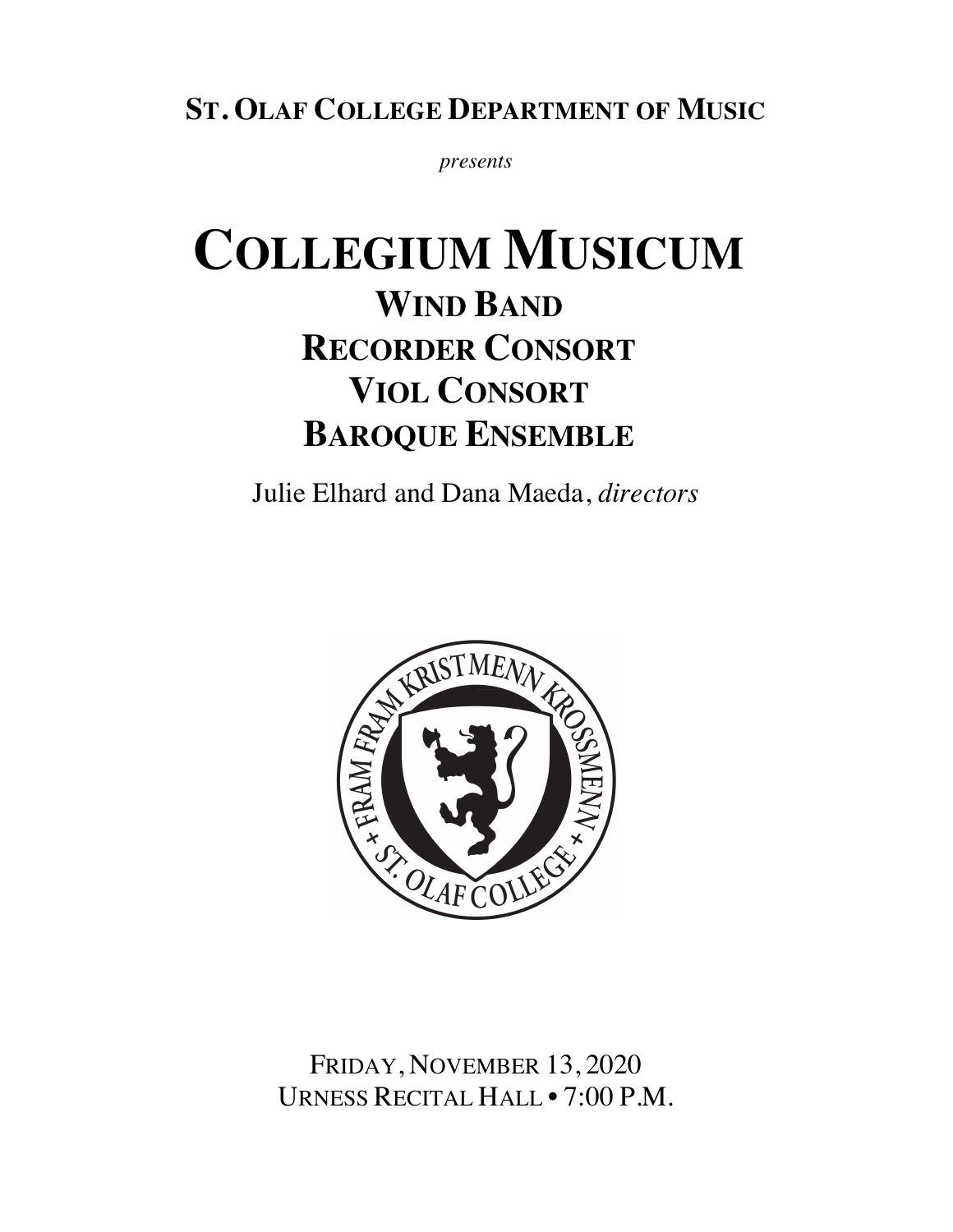**St. Olaf College Department of Music**

*presents*

# Collegium Musicum

## Wind Band
## Recorder Consort
## Viol Consort
## Baroque Ensemble

Julie Elhard and Dana Maeda, *directors*

Friday, November 13, 2020
Urness Recital Hall • 7:00 P.M.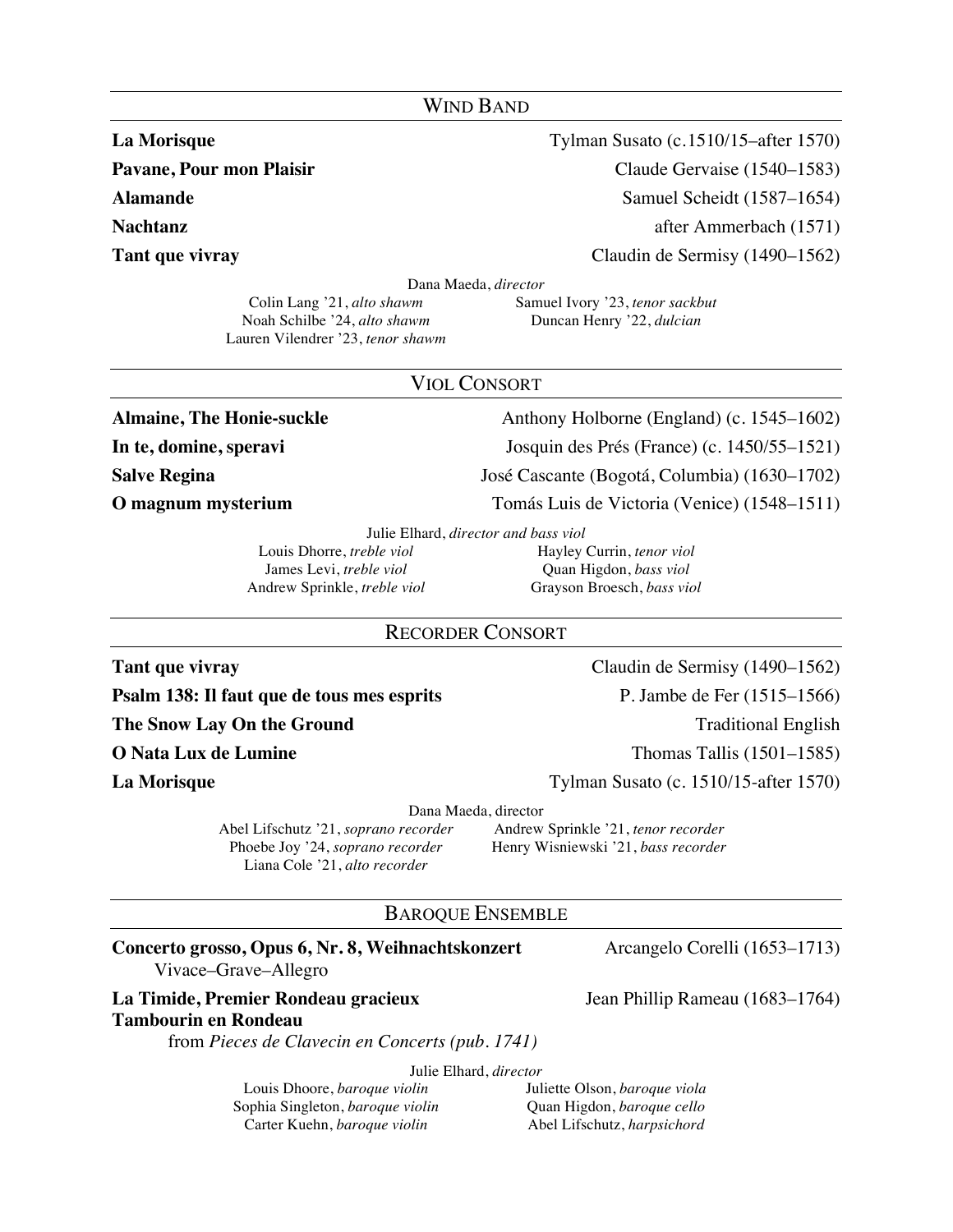## WIND BAND

**La Morisque** — Tylman Susato (c.1510/15–after 1570)

**Pavane, Pour mon Plaisir** — Claude Gervaise (1540–1583)

**Alamande** — Samuel Scheidt (1587–1654)

**Nachtanz** — after Ammerbach (1571)

**Tant que vivray** — Claudin de Sermisy (1490–1562)

Dana Maeda, *director*

Colin Lang '21, *alto shawm*
Noah Schilbe '24, *alto shawm*
Lauren Vilendrer '23, *tenor shawm*
Samuel Ivory '23, *tenor sackbut*
Duncan Henry '22, *dulcian*

## VIOL CONSORT

**Almaine, The Honie-suckle** — Anthony Holborne (England) (c. 1545–1602)

**In te, domine, speravi** — Josquin des Prés (France) (c. 1450/55–1521)

**Salve Regina** — José Cascante (Bogotá, Columbia) (1630–1702)

**O magnum mysterium** — Tomás Luis de Victoria (Venice) (1548–1511)

Julie Elhard, *director and bass viol*

Louis Dhorre, *treble viol*
James Levi, *treble viol*
Andrew Sprinkle, *treble viol*
Hayley Currin, *tenor viol*
Quan Higdon, *bass viol*
Grayson Broesch, *bass viol*

## RECORDER CONSORT

**Tant que vivray** — Claudin de Sermisy (1490–1562)

**Psalm 138: Il faut que de tous mes esprits** — P. Jambe de Fer (1515–1566)

**The Snow Lay On the Ground** — Traditional English

**O Nata Lux de Lumine** — Thomas Tallis (1501–1585)

**La Morisque** — Tylman Susato (c. 1510/15-after 1570)

Dana Maeda, director

Abel Lifschutz '21, *soprano recorder*
Phoebe Joy '24, *soprano recorder*
Liana Cole '21, *alto recorder*
Andrew Sprinkle '21, *tenor recorder*
Henry Wisniewski '21, *bass recorder*

## BAROQUE ENSEMBLE

**Concerto grosso, Opus 6, Nr. 8, Weihnachtskonzert** — Arcangelo Corelli (1653–1713)
Vivace–Grave–Allegro

**La Timide, Premier Rondeau gracieux** — Jean Phillip Rameau (1683–1764)
**Tambourin en Rondeau**
from *Pieces de Clavecin en Concerts (pub. 1741)*

Julie Elhard, *director*

Louis Dhoore, *baroque violin*
Sophia Singleton, *baroque violin*
Carter Kuehn, *baroque violin*
Juliette Olson, *baroque viola*
Quan Higdon, *baroque cello*
Abel Lifschutz, *harpsichord*